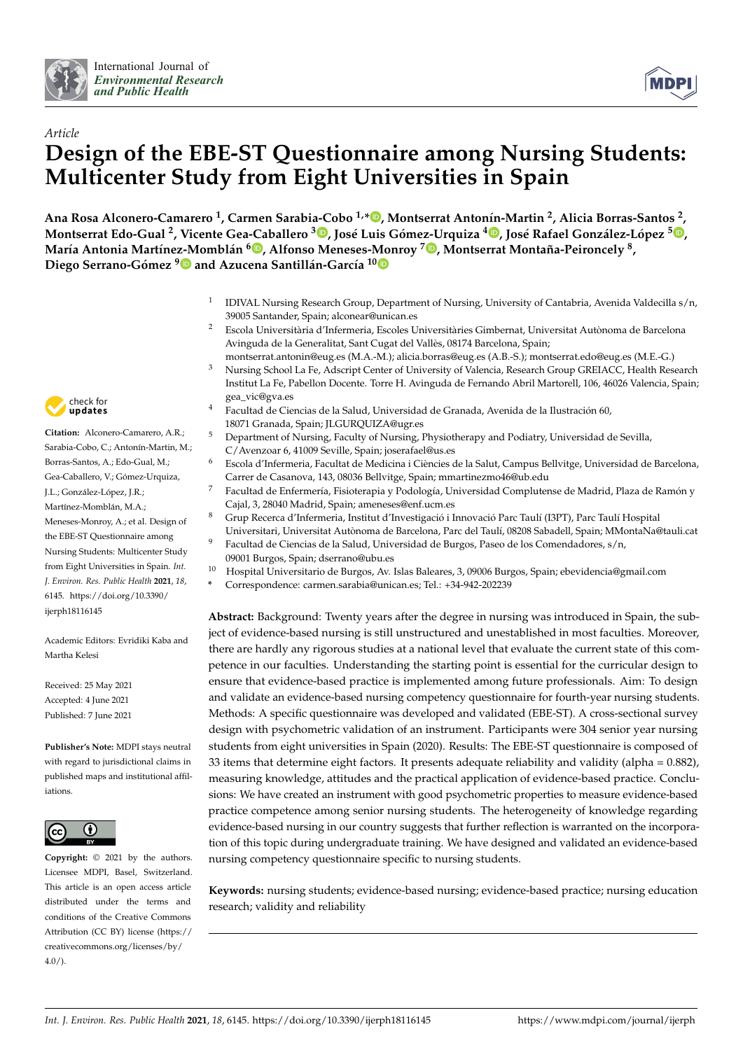*Article*

# Design of the EBE-ST Questionnaire among Nursing Students: Multicenter Study from Eight Universities in Spain

**Ana Rosa Alconero-Camarero [1], Carmen Sarabia-Cobo [1,*], Montserrat Antonín-Martin [2], Alicia Borras-Santos [2], Montserrat Edo-Gual [2], Vicente Gea-Caballero [3], José Luis Gómez-Urquiza [4], José Rafael González-López [5], María Antonia Martínez-Momblán [6], Alfonso Meneses-Monroy [7], Montserrat Montaña-Peironcely [8], Diego Serrano-Gómez [9] and Azucena Santillán-García [10]**

[1] IDIVAL Nursing Research Group, Department of Nursing, University of Cantabria, Avenida Valdecilla s/n, 39005 Santander, Spain; alconear@unican.es

[2] Escola Universitària d'Infermeria, Escoles Universitàries Gimbernat, Universitat Autònoma de Barcelona Avinguda de la Generalitat, Sant Cugat del Vallès, 08174 Barcelona, Spain; montserrat.antonin@eug.es (M.A.-M.); alicia.borras@eug.es (A.B.-S.); montserrat.edo@eug.es (M.E.-G.)

[3] Nursing School La Fe, Adscript Center of University of Valencia, Research Group GREIACC, Health Research Institut La Fe, Pabellon Docente. Torre H. Avinguda de Fernando Abril Martorell, 106, 46026 Valencia, Spain; gea_vic@gva.es

[4] Facultad de Ciencias de la Salud, Universidad de Granada, Avenida de la Ilustración 60, 18071 Granada, Spain; JLGURQUIZA@ugr.es

[5] Department of Nursing, Faculty of Nursing, Physiotherapy and Podiatry, Universidad de Sevilla, C/Avenzoar 6, 41009 Seville, Spain; joserafael@us.es

[6] Escola d'Infermeria, Facultat de Medicina i Ciències de la Salut, Campus Bellvitge, Universidad de Barcelona, Carrer de Casanova, 143, 08036 Bellvitge, Spain; mmartinezmo46@ub.edu

[7] Facultad de Enfermería, Fisioterapia y Podología, Universidad Complutense de Madrid, Plaza de Ramón y Cajal, 3, 28040 Madrid, Spain; ameneses@enf.ucm.es

[8] Grup Recerca d'Infermeria, Institut d'Investigació i Innovació Parc Taulí (I3PT), Parc Taulí Hospital Universitari, Universitat Autònoma de Barcelona, Parc del Taulí, 08208 Sabadell, Spain; MMontaNa@tauli.cat

[9] Facultad de Ciencias de la Salud, Universidad de Burgos, Paseo de los Comendadores, s/n, 09001 Burgos, Spain; dserrano@ubu.es

[10] Hospital Universitario de Burgos, Av. Islas Baleares, 3, 09006 Burgos, Spain; ebevidencia@gmail.com

* Correspondence: carmen.sarabia@unican.es; Tel.: +34-942-202239

**Citation:** Alconero-Camarero, A.R.; Sarabia-Cobo, C.; Antonín-Martin, M.; Borras-Santos, A.; Edo-Gual, M.; Gea-Caballero, V.; Gómez-Urquiza, J.L.; González-López, J.R.; Martínez-Momblán, M.A.; Meneses-Monroy, A.; et al. Design of the EBE-ST Questionnaire among Nursing Students: Multicenter Study from Eight Universities in Spain. *Int. J. Environ. Res. Public Health* **2021**, *18*, 6145. https://doi.org/10.3390/ijerph18116145

Academic Editors: Evridiki Kaba and Martha Kelesi

Received: 25 May 2021
Accepted: 4 June 2021
Published: 7 June 2021

**Publisher's Note:** MDPI stays neutral with regard to jurisdictional claims in published maps and institutional affiliations.

**Copyright:** © 2021 by the authors. Licensee MDPI, Basel, Switzerland. This article is an open access article distributed under the terms and conditions of the Creative Commons Attribution (CC BY) license (https://creativecommons.org/licenses/by/4.0/).

**Abstract:** Background: Twenty years after the degree in nursing was introduced in Spain, the subject of evidence-based nursing is still unstructured and unestablished in most faculties. Moreover, there are hardly any rigorous studies at a national level that evaluate the current state of this competence in our faculties. Understanding the starting point is essential for the curricular design to ensure that evidence-based practice is implemented among future professionals. Aim: To design and validate an evidence-based nursing competency questionnaire for fourth-year nursing students. Methods: A specific questionnaire was developed and validated (EBE-ST). A cross-sectional survey design with psychometric validation of an instrument. Participants were 304 senior year nursing students from eight universities in Spain (2020). Results: The EBE-ST questionnaire is composed of 33 items that determine eight factors. It presents adequate reliability and validity (alpha = 0.882), measuring knowledge, attitudes and the practical application of evidence-based practice. Conclusions: We have created an instrument with good psychometric properties to measure evidence-based practice competence among senior nursing students. The heterogeneity of knowledge regarding evidence-based nursing in our country suggests that further reflection is warranted on the incorporation of this topic during undergraduate training. We have designed and validated an evidence-based nursing competency questionnaire specific to nursing students.

**Keywords:** nursing students; evidence-based nursing; evidence-based practice; nursing education research; validity and reliability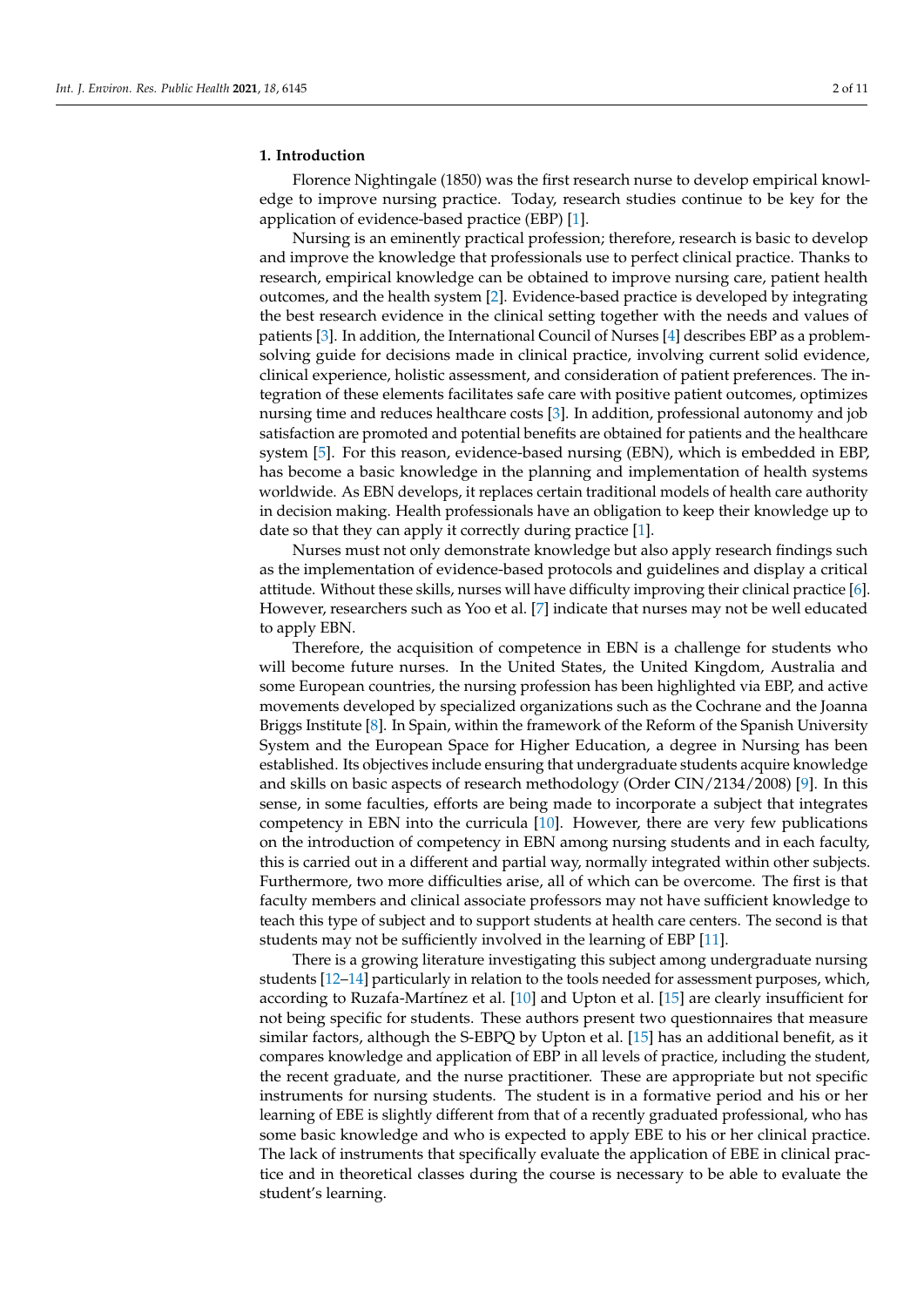## 1. Introduction

Florence Nightingale (1850) was the first research nurse to develop empirical knowledge to improve nursing practice. Today, research studies continue to be key for the application of evidence-based practice (EBP) [1].

Nursing is an eminently practical profession; therefore, research is basic to develop and improve the knowledge that professionals use to perfect clinical practice. Thanks to research, empirical knowledge can be obtained to improve nursing care, patient health outcomes, and the health system [2]. Evidence-based practice is developed by integrating the best research evidence in the clinical setting together with the needs and values of patients [3]. In addition, the International Council of Nurses [4] describes EBP as a problem-solving guide for decisions made in clinical practice, involving current solid evidence, clinical experience, holistic assessment, and consideration of patient preferences. The integration of these elements facilitates safe care with positive patient outcomes, optimizes nursing time and reduces healthcare costs [3]. In addition, professional autonomy and job satisfaction are promoted and potential benefits are obtained for patients and the healthcare system [5]. For this reason, evidence-based nursing (EBN), which is embedded in EBP, has become a basic knowledge in the planning and implementation of health systems worldwide. As EBN develops, it replaces certain traditional models of health care authority in decision making. Health professionals have an obligation to keep their knowledge up to date so that they can apply it correctly during practice [1].

Nurses must not only demonstrate knowledge but also apply research findings such as the implementation of evidence-based protocols and guidelines and display a critical attitude. Without these skills, nurses will have difficulty improving their clinical practice [6]. However, researchers such as Yoo et al. [7] indicate that nurses may not be well educated to apply EBN.

Therefore, the acquisition of competence in EBN is a challenge for students who will become future nurses. In the United States, the United Kingdom, Australia and some European countries, the nursing profession has been highlighted via EBP, and active movements developed by specialized organizations such as the Cochrane and the Joanna Briggs Institute [8]. In Spain, within the framework of the Reform of the Spanish University System and the European Space for Higher Education, a degree in Nursing has been established. Its objectives include ensuring that undergraduate students acquire knowledge and skills on basic aspects of research methodology (Order CIN/2134/2008) [9]. In this sense, in some faculties, efforts are being made to incorporate a subject that integrates competency in EBN into the curricula [10]. However, there are very few publications on the introduction of competency in EBN among nursing students and in each faculty, this is carried out in a different and partial way, normally integrated within other subjects. Furthermore, two more difficulties arise, all of which can be overcome. The first is that faculty members and clinical associate professors may not have sufficient knowledge to teach this type of subject and to support students at health care centers. The second is that students may not be sufficiently involved in the learning of EBP [11].

There is a growing literature investigating this subject among undergraduate nursing students [12–14] particularly in relation to the tools needed for assessment purposes, which, according to Ruzafa-Martínez et al. [10] and Upton et al. [15] are clearly insufficient for not being specific for students. These authors present two questionnaires that measure similar factors, although the S-EBPQ by Upton et al. [15] has an additional benefit, as it compares knowledge and application of EBP in all levels of practice, including the student, the recent graduate, and the nurse practitioner. These are appropriate but not specific instruments for nursing students. The student is in a formative period and his or her learning of EBE is slightly different from that of a recently graduated professional, who has some basic knowledge and who is expected to apply EBE to his or her clinical practice. The lack of instruments that specifically evaluate the application of EBE in clinical practice and in theoretical classes during the course is necessary to be able to evaluate the student's learning.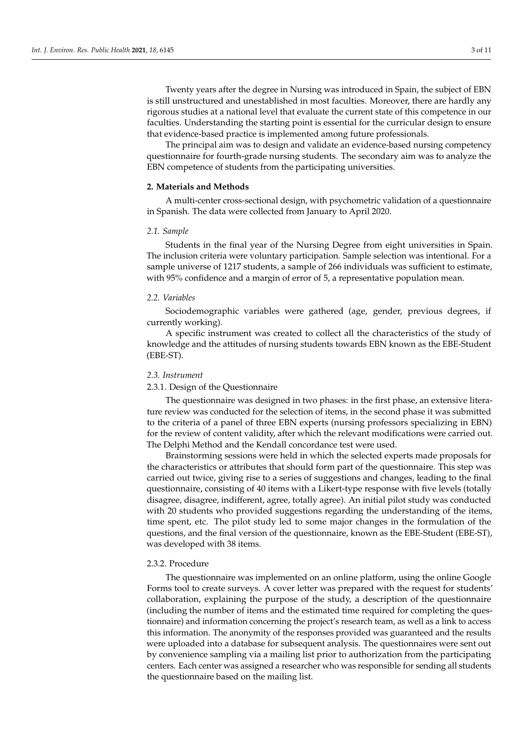Twenty years after the degree in Nursing was introduced in Spain, the subject of EBN is still unstructured and unestablished in most faculties. Moreover, there are hardly any rigorous studies at a national level that evaluate the current state of this competence in our faculties. Understanding the starting point is essential for the curricular design to ensure that evidence-based practice is implemented among future professionals.

The principal aim was to design and validate an evidence-based nursing competency questionnaire for fourth-grade nursing students. The secondary aim was to analyze the EBN competence of students from the participating universities.

## 2. Materials and Methods

A multi-center cross-sectional design, with psychometric validation of a questionnaire in Spanish. The data were collected from January to April 2020.

### 2.1. Sample

Students in the final year of the Nursing Degree from eight universities in Spain. The inclusion criteria were voluntary participation. Sample selection was intentional. For a sample universe of 1217 students, a sample of 266 individuals was sufficient to estimate, with 95% confidence and a margin of error of 5, a representative population mean.

### 2.2. Variables

Sociodemographic variables were gathered (age, gender, previous degrees, if currently working).

A specific instrument was created to collect all the characteristics of the study of knowledge and the attitudes of nursing students towards EBN known as the EBE-Student (EBE-ST).

### 2.3. Instrument

#### 2.3.1. Design of the Questionnaire

The questionnaire was designed in two phases: in the first phase, an extensive literature review was conducted for the selection of items, in the second phase it was submitted to the criteria of a panel of three EBN experts (nursing professors specializing in EBN) for the review of content validity, after which the relevant modifications were carried out. The Delphi Method and the Kendall concordance test were used.

Brainstorming sessions were held in which the selected experts made proposals for the characteristics or attributes that should form part of the questionnaire. This step was carried out twice, giving rise to a series of suggestions and changes, leading to the final questionnaire, consisting of 40 items with a Likert-type response with five levels (totally disagree, disagree, indifferent, agree, totally agree). An initial pilot study was conducted with 20 students who provided suggestions regarding the understanding of the items, time spent, etc. The pilot study led to some major changes in the formulation of the questions, and the final version of the questionnaire, known as the EBE-Student (EBE-ST), was developed with 38 items.

#### 2.3.2. Procedure

The questionnaire was implemented on an online platform, using the online Google Forms tool to create surveys. A cover letter was prepared with the request for students' collaboration, explaining the purpose of the study, a description of the questionnaire (including the number of items and the estimated time required for completing the questionnaire) and information concerning the project's research team, as well as a link to access this information. The anonymity of the responses provided was guaranteed and the results were uploaded into a database for subsequent analysis. The questionnaires were sent out by convenience sampling via a mailing list prior to authorization from the participating centers. Each center was assigned a researcher who was responsible for sending all students the questionnaire based on the mailing list.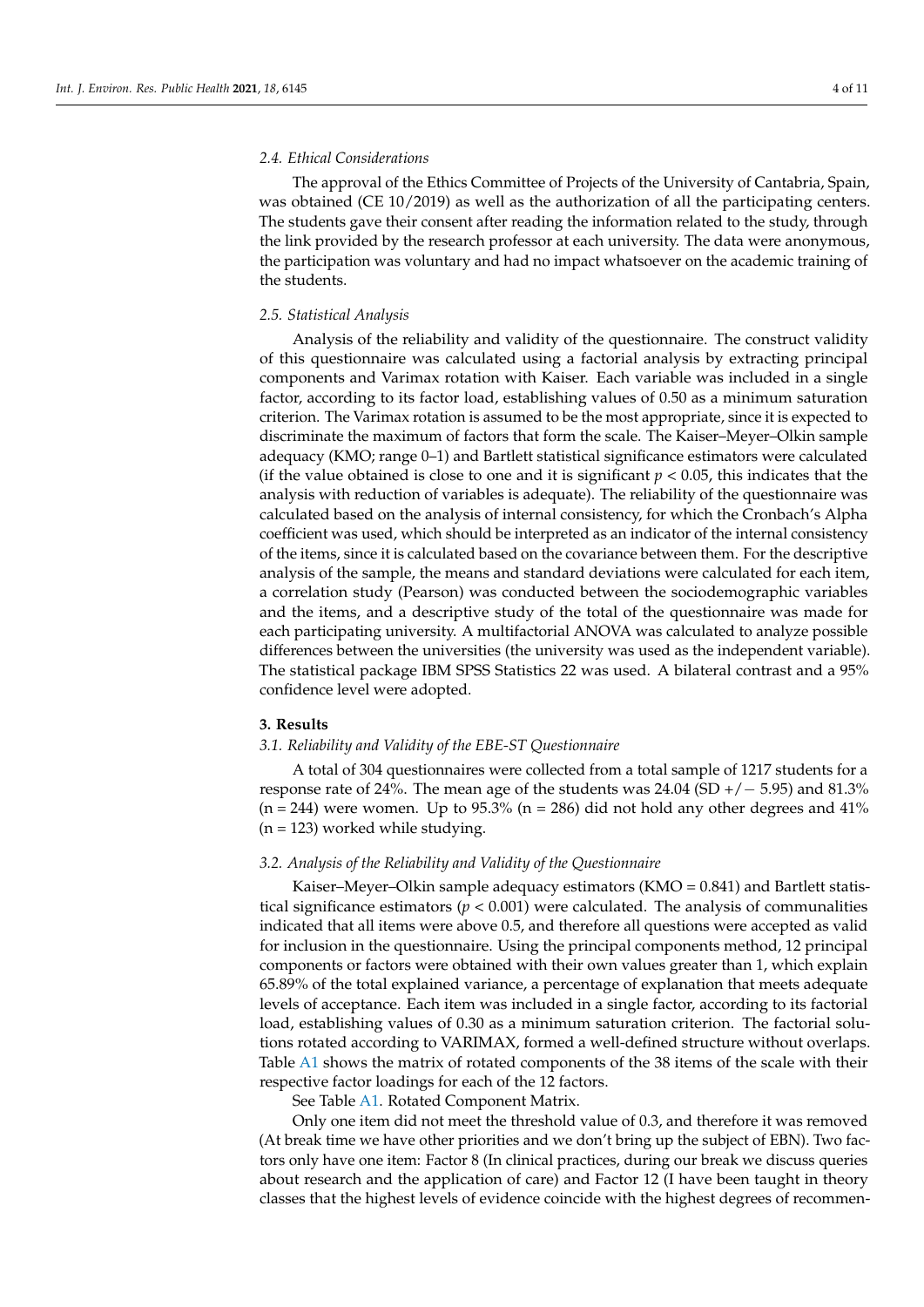### 2.4. Ethical Considerations

The approval of the Ethics Committee of Projects of the University of Cantabria, Spain, was obtained (CE 10/2019) as well as the authorization of all the participating centers. The students gave their consent after reading the information related to the study, through the link provided by the research professor at each university. The data were anonymous, the participation was voluntary and had no impact whatsoever on the academic training of the students.

### 2.5. Statistical Analysis

Analysis of the reliability and validity of the questionnaire. The construct validity of this questionnaire was calculated using a factorial analysis by extracting principal components and Varimax rotation with Kaiser. Each variable was included in a single factor, according to its factor load, establishing values of 0.50 as a minimum saturation criterion. The Varimax rotation is assumed to be the most appropriate, since it is expected to discriminate the maximum of factors that form the scale. The Kaiser–Meyer–Olkin sample adequacy (KMO; range 0–1) and Bartlett statistical significance estimators were calculated (if the value obtained is close to one and it is significant $p < 0.05$, this indicates that the analysis with reduction of variables is adequate). The reliability of the questionnaire was calculated based on the analysis of internal consistency, for which the Cronbach's Alpha coefficient was used, which should be interpreted as an indicator of the internal consistency of the items, since it is calculated based on the covariance between them. For the descriptive analysis of the sample, the means and standard deviations were calculated for each item, a correlation study (Pearson) was conducted between the sociodemographic variables and the items, and a descriptive study of the total of the questionnaire was made for each participating university. A multifactorial ANOVA was calculated to analyze possible differences between the universities (the university was used as the independent variable). The statistical package IBM SPSS Statistics 22 was used. A bilateral contrast and a 95% confidence level were adopted.

## 3. Results

### 3.1. Reliability and Validity of the EBE-ST Questionnaire

A total of 304 questionnaires were collected from a total sample of 1217 students for a response rate of 24%. The mean age of the students was 24.04 (SD +/− 5.95) and 81.3% (n = 244) were women. Up to 95.3% (n = 286) did not hold any other degrees and 41% (n = 123) worked while studying.

### 3.2. Analysis of the Reliability and Validity of the Questionnaire

Kaiser–Meyer–Olkin sample adequacy estimators (KMO = 0.841) and Bartlett statistical significance estimators ($p < 0.001$) were calculated. The analysis of communalities indicated that all items were above 0.5, and therefore all questions were accepted as valid for inclusion in the questionnaire. Using the principal components method, 12 principal components or factors were obtained with their own values greater than 1, which explain 65.89% of the total explained variance, a percentage of explanation that meets adequate levels of acceptance. Each item was included in a single factor, according to its factorial load, establishing values of 0.30 as a minimum saturation criterion. The factorial solutions rotated according to VARIMAX, formed a well-defined structure without overlaps. Table A1 shows the matrix of rotated components of the 38 items of the scale with their respective factor loadings for each of the 12 factors.

See Table A1. Rotated Component Matrix.

Only one item did not meet the threshold value of 0.3, and therefore it was removed (At break time we have other priorities and we don't bring up the subject of EBN). Two factors only have one item: Factor 8 (In clinical practices, during our break we discuss queries about research and the application of care) and Factor 12 (I have been taught in theory classes that the highest levels of evidence coincide with the highest degrees of recommen-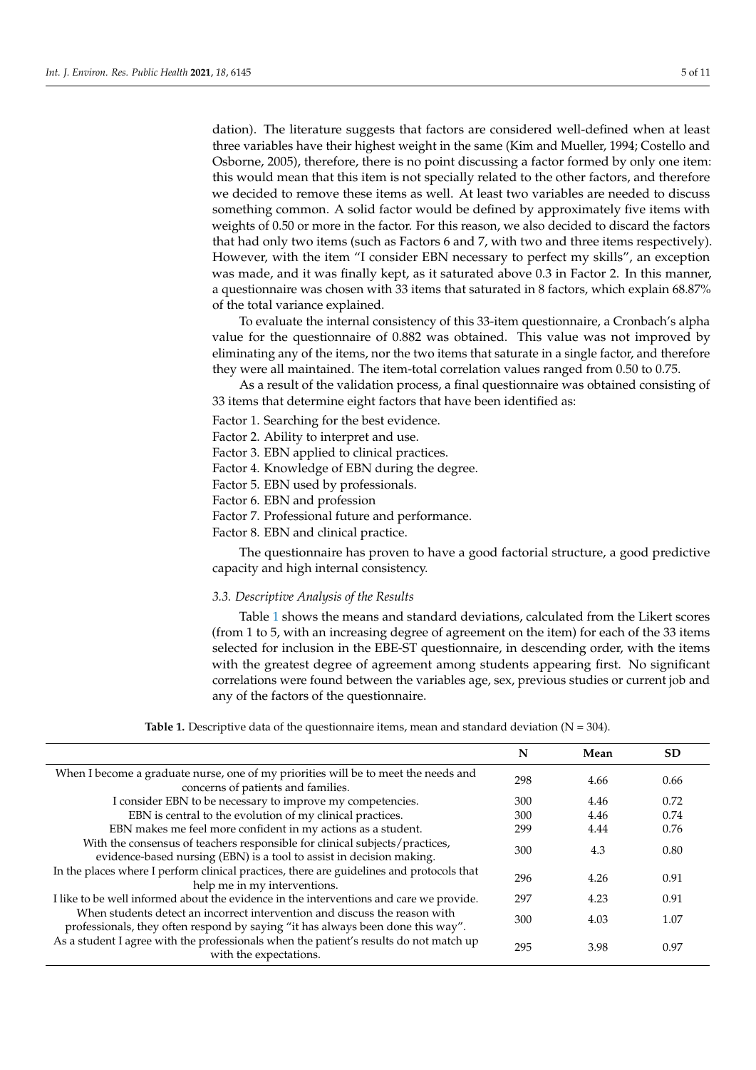dation). The literature suggests that factors are considered well-defined when at least three variables have their highest weight in the same (Kim and Mueller, 1994; Costello and Osborne, 2005), therefore, there is no point discussing a factor formed by only one item: this would mean that this item is not specially related to the other factors, and therefore we decided to remove these items as well. At least two variables are needed to discuss something common. A solid factor would be defined by approximately five items with weights of 0.50 or more in the factor. For this reason, we also decided to discard the factors that had only two items (such as Factors 6 and 7, with two and three items respectively). However, with the item "I consider EBN necessary to perfect my skills", an exception was made, and it was finally kept, as it saturated above 0.3 in Factor 2. In this manner, a questionnaire was chosen with 33 items that saturated in 8 factors, which explain 68.87% of the total variance explained.

To evaluate the internal consistency of this 33-item questionnaire, a Cronbach's alpha value for the questionnaire of 0.882 was obtained. This value was not improved by eliminating any of the items, nor the two items that saturate in a single factor, and therefore they were all maintained. The item-total correlation values ranged from 0.50 to 0.75.

As a result of the validation process, a final questionnaire was obtained consisting of 33 items that determine eight factors that have been identified as:

Factor 1. Searching for the best evidence.
Factor 2. Ability to interpret and use.
Factor 3. EBN applied to clinical practices.
Factor 4. Knowledge of EBN during the degree.
Factor 5. EBN used by professionals.
Factor 6. EBN and profession
Factor 7. Professional future and performance.
Factor 8. EBN and clinical practice.

The questionnaire has proven to have a good factorial structure, a good predictive capacity and high internal consistency.

### 3.3. Descriptive Analysis of the Results

Table 1 shows the means and standard deviations, calculated from the Likert scores (from 1 to 5, with an increasing degree of agreement on the item) for each of the 33 items selected for inclusion in the EBE-ST questionnaire, in descending order, with the items with the greatest degree of agreement among students appearing first. No significant correlations were found between the variables age, sex, previous studies or current job and any of the factors of the questionnaire.

**Table 1.** Descriptive data of the questionnaire items, mean and standard deviation (N = 304).

| | N | Mean | SD |
|---|---|---|---|
| When I become a graduate nurse, one of my priorities will be to meet the needs and concerns of patients and families. | 298 | 4.66 | 0.66 |
| I consider EBN to be necessary to improve my competencies. | 300 | 4.46 | 0.72 |
| EBN is central to the evolution of my clinical practices. | 300 | 4.46 | 0.74 |
| EBN makes me feel more confident in my actions as a student. | 299 | 4.44 | 0.76 |
| With the consensus of teachers responsible for clinical subjects/practices, evidence-based nursing (EBN) is a tool to assist in decision making. | 300 | 4.3 | 0.80 |
| In the places where I perform clinical practices, there are guidelines and protocols that help me in my interventions. | 296 | 4.26 | 0.91 |
| I like to be well informed about the evidence in the interventions and care we provide. | 297 | 4.23 | 0.91 |
| When students detect an incorrect intervention and discuss the reason with professionals, they often respond by saying "it has always been done this way". | 300 | 4.03 | 1.07 |
| As a student I agree with the professionals when the patient's results do not match up with the expectations. | 295 | 3.98 | 0.97 |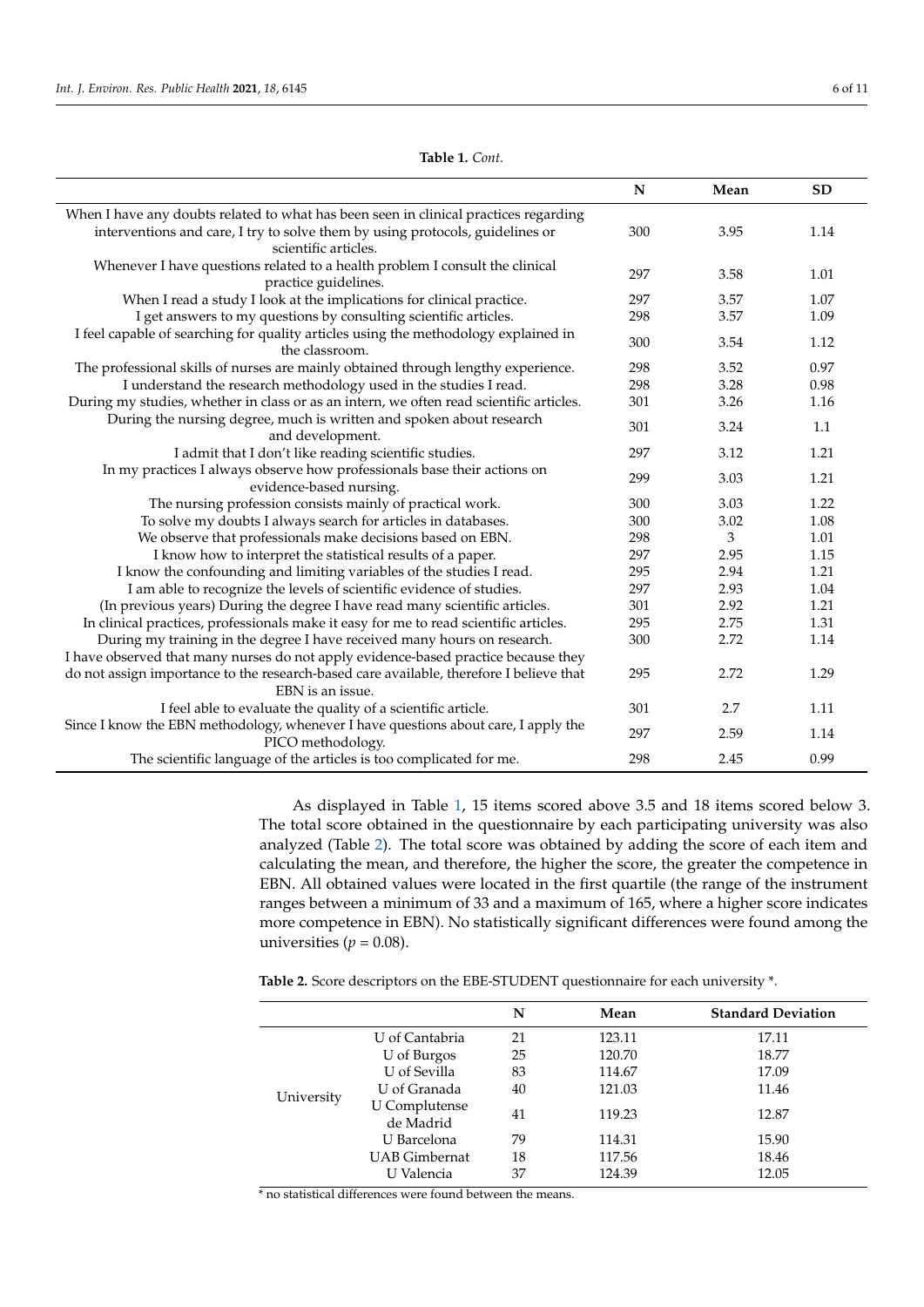**Table 1.** *Cont.*

| | N | Mean | SD |
|---|---|---|---|
| When I have any doubts related to what has been seen in clinical practices regarding interventions and care, I try to solve them by using protocols, guidelines or scientific articles. | 300 | 3.95 | 1.14 |
| Whenever I have questions related to a health problem I consult the clinical practice guidelines. | 297 | 3.58 | 1.01 |
| When I read a study I look at the implications for clinical practice. | 297 | 3.57 | 1.07 |
| I get answers to my questions by consulting scientific articles. | 298 | 3.57 | 1.09 |
| I feel capable of searching for quality articles using the methodology explained in the classroom. | 300 | 3.54 | 1.12 |
| The professional skills of nurses are mainly obtained through lengthy experience. | 298 | 3.52 | 0.97 |
| I understand the research methodology used in the studies I read. | 298 | 3.28 | 0.98 |
| During my studies, whether in class or as an intern, we often read scientific articles. | 301 | 3.26 | 1.16 |
| During the nursing degree, much is written and spoken about research and development. | 301 | 3.24 | 1.1 |
| I admit that I don't like reading scientific studies. | 297 | 3.12 | 1.21 |
| In my practices I always observe how professionals base their actions on evidence-based nursing. | 299 | 3.03 | 1.21 |
| The nursing profession consists mainly of practical work. | 300 | 3.03 | 1.22 |
| To solve my doubts I always search for articles in databases. | 300 | 3.02 | 1.08 |
| We observe that professionals make decisions based on EBN. | 298 | 3 | 1.01 |
| I know how to interpret the statistical results of a paper. | 297 | 2.95 | 1.15 |
| I know the confounding and limiting variables of the studies I read. | 295 | 2.94 | 1.21 |
| I am able to recognize the levels of scientific evidence of studies. | 297 | 2.93 | 1.04 |
| (In previous years) During the degree I have read many scientific articles. | 301 | 2.92 | 1.21 |
| In clinical practices, professionals make it easy for me to read scientific articles. | 295 | 2.75 | 1.31 |
| During my training in the degree I have received many hours on research. | 300 | 2.72 | 1.14 |
| I have observed that many nurses do not apply evidence-based practice because they do not assign importance to the research-based care available, therefore I believe that EBN is an issue. | 295 | 2.72 | 1.29 |
| I feel able to evaluate the quality of a scientific article. | 301 | 2.7 | 1.11 |
| Since I know the EBN methodology, whenever I have questions about care, I apply the PICO methodology. | 297 | 2.59 | 1.14 |
| The scientific language of the articles is too complicated for me. | 298 | 2.45 | 0.99 |

As displayed in Table 1, 15 items scored above 3.5 and 18 items scored below 3. The total score obtained in the questionnaire by each participating university was also analyzed (Table 2). The total score was obtained by adding the score of each item and calculating the mean, and therefore, the higher the score, the greater the competence in EBN. All obtained values were located in the first quartile (the range of the instrument ranges between a minimum of 33 and a maximum of 165, where a higher score indicates more competence in EBN). No statistically significant differences were found among the universities ($p = 0.08$).

**Table 2.** Score descriptors on the EBE-STUDENT questionnaire for each university *.

| | | N | Mean | Standard Deviation |
|---|---|---|---|---|
| University | U of Cantabria | 21 | 123.11 | 17.11 |
| | U of Burgos | 25 | 120.70 | 18.77 |
| | U of Sevilla | 83 | 114.67 | 17.09 |
| | U of Granada | 40 | 121.03 | 11.46 |
| | U Complutense de Madrid | 41 | 119.23 | 12.87 |
| | U Barcelona | 79 | 114.31 | 15.90 |
| | UAB Gimbernat | 18 | 117.56 | 18.46 |
| | U Valencia | 37 | 124.39 | 12.05 |

\* no statistical differences were found between the means.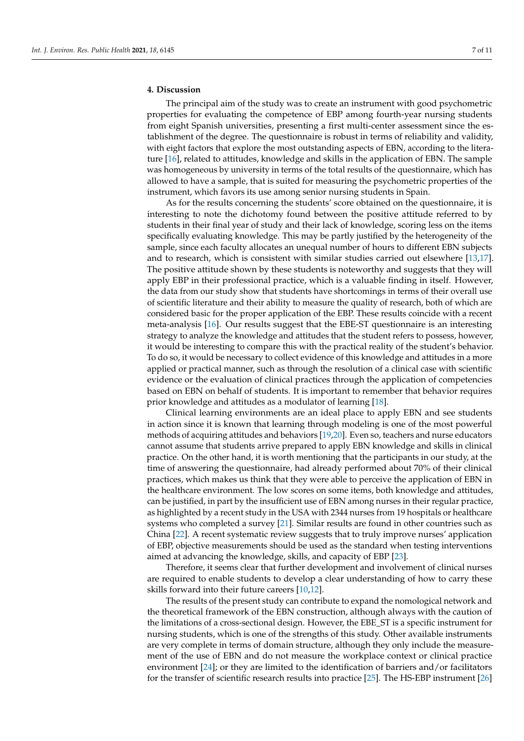## 4. Discussion

The principal aim of the study was to create an instrument with good psychometric properties for evaluating the competence of EBP among fourth-year nursing students from eight Spanish universities, presenting a first multi-center assessment since the establishment of the degree. The questionnaire is robust in terms of reliability and validity, with eight factors that explore the most outstanding aspects of EBN, according to the literature [16], related to attitudes, knowledge and skills in the application of EBN. The sample was homogeneous by university in terms of the total results of the questionnaire, which has allowed to have a sample, that is suited for measuring the psychometric properties of the instrument, which favors its use among senior nursing students in Spain.

As for the results concerning the students' score obtained on the questionnaire, it is interesting to note the dichotomy found between the positive attitude referred to by students in their final year of study and their lack of knowledge, scoring less on the items specifically evaluating knowledge. This may be partly justified by the heterogeneity of the sample, since each faculty allocates an unequal number of hours to different EBN subjects and to research, which is consistent with similar studies carried out elsewhere [13,17]. The positive attitude shown by these students is noteworthy and suggests that they will apply EBP in their professional practice, which is a valuable finding in itself. However, the data from our study show that students have shortcomings in terms of their overall use of scientific literature and their ability to measure the quality of research, both of which are considered basic for the proper application of the EBP. These results coincide with a recent meta-analysis [16]. Our results suggest that the EBE-ST questionnaire is an interesting strategy to analyze the knowledge and attitudes that the student refers to possess, however, it would be interesting to compare this with the practical reality of the student's behavior. To do so, it would be necessary to collect evidence of this knowledge and attitudes in a more applied or practical manner, such as through the resolution of a clinical case with scientific evidence or the evaluation of clinical practices through the application of competencies based on EBN on behalf of students. It is important to remember that behavior requires prior knowledge and attitudes as a modulator of learning [18].

Clinical learning environments are an ideal place to apply EBN and see students in action since it is known that learning through modeling is one of the most powerful methods of acquiring attitudes and behaviors [19,20]. Even so, teachers and nurse educators cannot assume that students arrive prepared to apply EBN knowledge and skills in clinical practice. On the other hand, it is worth mentioning that the participants in our study, at the time of answering the questionnaire, had already performed about 70% of their clinical practices, which makes us think that they were able to perceive the application of EBN in the healthcare environment. The low scores on some items, both knowledge and attitudes, can be justified, in part by the insufficient use of EBN among nurses in their regular practice, as highlighted by a recent study in the USA with 2344 nurses from 19 hospitals or healthcare systems who completed a survey [21]. Similar results are found in other countries such as China [22]. A recent systematic review suggests that to truly improve nurses' application of EBP, objective measurements should be used as the standard when testing interventions aimed at advancing the knowledge, skills, and capacity of EBP [23].

Therefore, it seems clear that further development and involvement of clinical nurses are required to enable students to develop a clear understanding of how to carry these skills forward into their future careers [10,12].

The results of the present study can contribute to expand the nomological network and the theoretical framework of the EBN construction, although always with the caution of the limitations of a cross-sectional design. However, the EBE_ST is a specific instrument for nursing students, which is one of the strengths of this study. Other available instruments are very complete in terms of domain structure, although they only include the measurement of the use of EBN and do not measure the workplace context or clinical practice environment [24]; or they are limited to the identification of barriers and/or facilitators for the transfer of scientific research results into practice [25]. The HS-EBP instrument [26]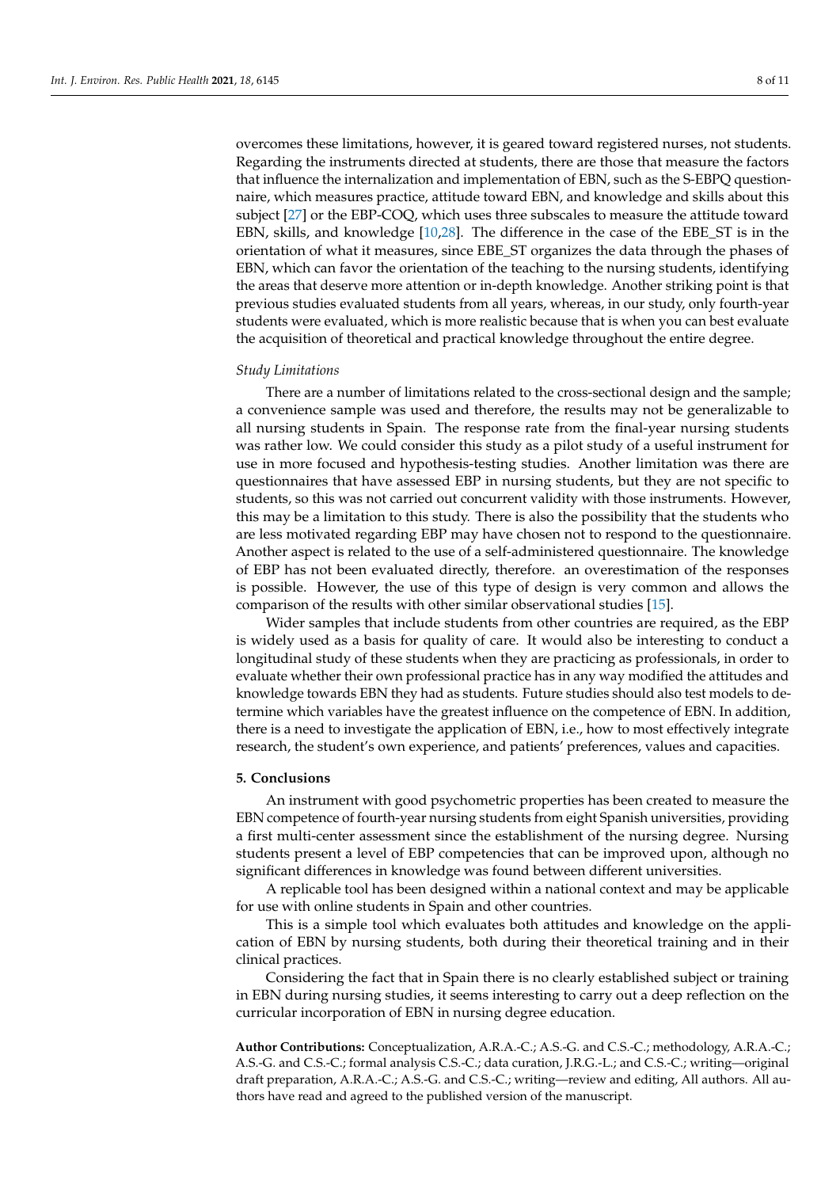overcomes these limitations, however, it is geared toward registered nurses, not students. Regarding the instruments directed at students, there are those that measure the factors that influence the internalization and implementation of EBN, such as the S-EBPQ questionnaire, which measures practice, attitude toward EBN, and knowledge and skills about this subject [27] or the EBP-COQ, which uses three subscales to measure the attitude toward EBN, skills, and knowledge [10,28]. The difference in the case of the EBE_ST is in the orientation of what it measures, since EBE_ST organizes the data through the phases of EBN, which can favor the orientation of the teaching to the nursing students, identifying the areas that deserve more attention or in-depth knowledge. Another striking point is that previous studies evaluated students from all years, whereas, in our study, only fourth-year students were evaluated, which is more realistic because that is when you can best evaluate the acquisition of theoretical and practical knowledge throughout the entire degree.

*Study Limitations*

There are a number of limitations related to the cross-sectional design and the sample; a convenience sample was used and therefore, the results may not be generalizable to all nursing students in Spain. The response rate from the final-year nursing students was rather low. We could consider this study as a pilot study of a useful instrument for use in more focused and hypothesis-testing studies. Another limitation was there are questionnaires that have assessed EBP in nursing students, but they are not specific to students, so this was not carried out concurrent validity with those instruments. However, this may be a limitation to this study. There is also the possibility that the students who are less motivated regarding EBP may have chosen not to respond to the questionnaire. Another aspect is related to the use of a self-administered questionnaire. The knowledge of EBP has not been evaluated directly, therefore. an overestimation of the responses is possible. However, the use of this type of design is very common and allows the comparison of the results with other similar observational studies [15].

Wider samples that include students from other countries are required, as the EBP is widely used as a basis for quality of care. It would also be interesting to conduct a longitudinal study of these students when they are practicing as professionals, in order to evaluate whether their own professional practice has in any way modified the attitudes and knowledge towards EBN they had as students. Future studies should also test models to determine which variables have the greatest influence on the competence of EBN. In addition, there is a need to investigate the application of EBN, i.e., how to most effectively integrate research, the student's own experience, and patients' preferences, values and capacities.

## 5. Conclusions

An instrument with good psychometric properties has been created to measure the EBN competence of fourth-year nursing students from eight Spanish universities, providing a first multi-center assessment since the establishment of the nursing degree. Nursing students present a level of EBP competencies that can be improved upon, although no significant differences in knowledge was found between different universities.

A replicable tool has been designed within a national context and may be applicable for use with online students in Spain and other countries.

This is a simple tool which evaluates both attitudes and knowledge on the application of EBN by nursing students, both during their theoretical training and in their clinical practices.

Considering the fact that in Spain there is no clearly established subject or training in EBN during nursing studies, it seems interesting to carry out a deep reflection on the curricular incorporation of EBN in nursing degree education.

**Author Contributions:** Conceptualization, A.R.A.-C.; A.S.-G. and C.S.-C.; methodology, A.R.A.-C.; A.S.-G. and C.S.-C.; formal analysis C.S.-C.; data curation, J.R.G.-L.; and C.S.-C.; writing—original draft preparation, A.R.A.-C.; A.S.-G. and C.S.-C.; writing—review and editing, All authors. All authors have read and agreed to the published version of the manuscript.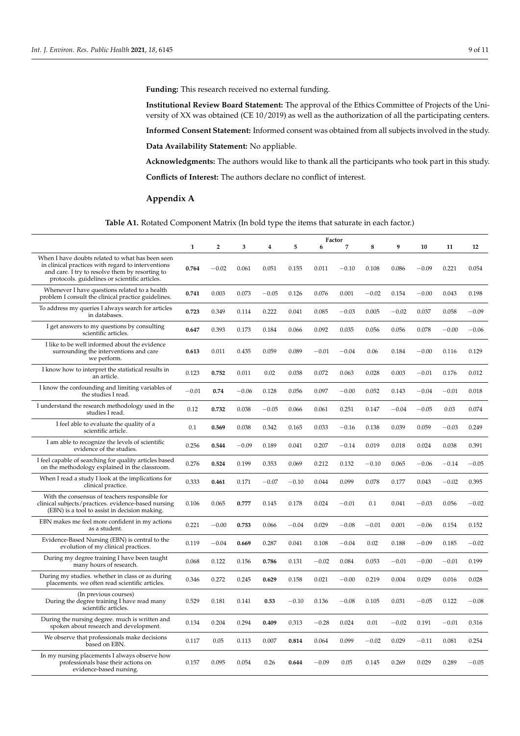**Funding:** This research received no external funding.

**Institutional Review Board Statement:** The approval of the Ethics Committee of Projects of the University of XX was obtained (CE 10/2019) as well as the authorization of all the participating centers.

**Informed Consent Statement:** Informed consent was obtained from all subjects involved in the study.

**Data Availability Statement:** No appliable.

**Acknowledgments:** The authors would like to thank all the participants who took part in this study.

**Conflicts of Interest:** The authors declare no conflict of interest.

## Appendix A

**Table A1.** Rotated Component Matrix (In bold type the items that saturate in each factor.)

| | Factor | | | | | | | | | | | |
|---|---|---|---|---|---|---|---|---|---|---|---|---|
| | 1 | 2 | 3 | 4 | 5 | 6 | 7 | 8 | 9 | 10 | 11 | 12 |
| When I have doubts related to what has been seen in clinical practices with regard to interventions and care. I try to resolve them by resorting to protocols. guidelines or scientific articles. | **0.764** | −0.02 | 0.061 | 0.051 | 0.155 | 0.011 | −0.10 | 0.108 | 0.086 | −0.09 | 0.221 | 0.054 |
| Whenever I have questions related to a health problem I consult the clinical practice guidelines. | **0.741** | 0.003 | 0.073 | −0.05 | 0.126 | 0.076 | 0.001 | −0.02 | 0.154 | −0.00 | 0.043 | 0.198 |
| To address my queries I always search for articles in databases. | **0.723** | 0.349 | 0.114 | 0.222 | 0.041 | 0.085 | −0.03 | 0.005 | −0.02 | 0.037 | 0.058 | −0.09 |
| I get answers to my questions by consulting scientific articles. | **0.647** | 0.393 | 0.173 | 0.184 | 0.066 | 0.092 | 0.035 | 0.056 | 0.056 | 0.078 | −0.00 | −0.06 |
| I like to be well informed about the evidence surrounding the interventions and care we perform. | **0.613** | 0.011 | 0.435 | 0.059 | 0.089 | −0.01 | −0.04 | 0.06 | 0.184 | −0.00 | 0.116 | 0.129 |
| I know how to interpret the statistical results in an article. | 0.123 | **0.752** | 0.011 | 0.02 | 0.038 | 0.072 | 0.063 | 0.028 | 0.003 | −0.01 | 0.176 | 0.012 |
| I know the confounding and limiting variables of the studies I read. | −0.01 | **0.74** | −0.06 | 0.128 | 0.056 | 0.097 | −0.00 | 0.052 | 0.143 | −0.04 | −0.01 | 0.018 |
| I understand the research methodology used in the studies I read. | 0.12 | **0.732** | 0.038 | −0.05 | 0.066 | 0.061 | 0.251 | 0.147 | −0.04 | −0.05 | 0.03 | 0.074 |
| I feel able to evaluate the quality of a scientific article. | 0.1 | **0.569** | 0.038 | 0.342 | 0.165 | 0.033 | −0.16 | 0.138 | 0.039 | 0.059 | −0.03 | 0.249 |
| I am able to recognize the levels of scientific evidence of the studies. | 0.256 | **0.544** | −0.09 | 0.189 | 0.041 | 0.207 | −0.14 | 0.019 | 0.018 | 0.024 | 0.038 | 0.391 |
| I feel capable of searching for quality articles based on the methodology explained in the classroom. | 0.276 | **0.524** | 0.199 | 0.353 | 0.069 | 0.212 | 0.132 | −0.10 | 0.065 | −0.06 | −0.14 | −0.05 |
| When I read a study I look at the implications for clinical practice. | 0.333 | **0.461** | 0.171 | −0.07 | −0.10 | 0.044 | 0.099 | 0.078 | 0.177 | 0.043 | −0.02 | 0.395 |
| With the consensus of teachers responsible for clinical subjects/practices. evidence-based nursing (EBN) is a tool to assist in decision making. | 0.106 | 0.065 | **0.777** | 0.145 | 0.178 | 0.024 | −0.01 | 0.1 | 0.041 | −0.03 | 0.056 | −0.02 |
| EBN makes me feel more confident in my actions as a student. | 0.221 | −0.00 | **0.753** | 0.066 | −0.04 | 0.029 | −0.08 | −0.01 | 0.001 | −0.06 | 0.154 | 0.152 |
| Evidence-Based Nursing (EBN) is central to the evolution of my clinical practices. | 0.119 | −0.04 | **0.669** | 0.287 | 0.041 | 0.108 | −0.04 | 0.02 | 0.188 | −0.09 | 0.185 | −0.02 |
| During my degree training I have been taught many hours of research. | 0.068 | 0.122 | 0.156 | **0.786** | 0.131 | −0.02 | 0.084 | 0.053 | −0.01 | −0.00 | −0.01 | 0.199 |
| During my studies. whether in class or as during placements. we often read scientific articles. | 0.346 | 0.272 | 0.245 | **0.629** | 0.158 | 0.021 | −0.00 | 0.219 | 0.004 | 0.029 | 0.016 | 0.028 |
| (In previous courses) During the degree training I have read many scientific articles. | 0.529 | 0.181 | 0.141 | **0.53** | −0.10 | 0.136 | −0.08 | 0.105 | 0.031 | −0.05 | 0.122 | −0.08 |
| During the nursing degree. much is written and spoken about research and development. | 0.134 | 0.204 | 0.294 | **0.409** | 0.313 | −0.28 | 0.024 | 0.01 | −0.02 | 0.191 | −0.01 | 0.316 |
| We observe that professionals make decisions based on EBN. | 0.117 | 0.05 | 0.113 | 0.007 | **0.814** | 0.064 | 0.099 | −0.02 | 0.029 | −0.11 | 0.081 | 0.254 |
| In my nursing placements I always observe how professionals base their actions on evidence-based nursing. | 0.157 | 0.095 | 0.054 | 0.26 | **0.644** | −0.09 | 0.05 | 0.145 | 0.269 | 0.029 | 0.289 | −0.05 |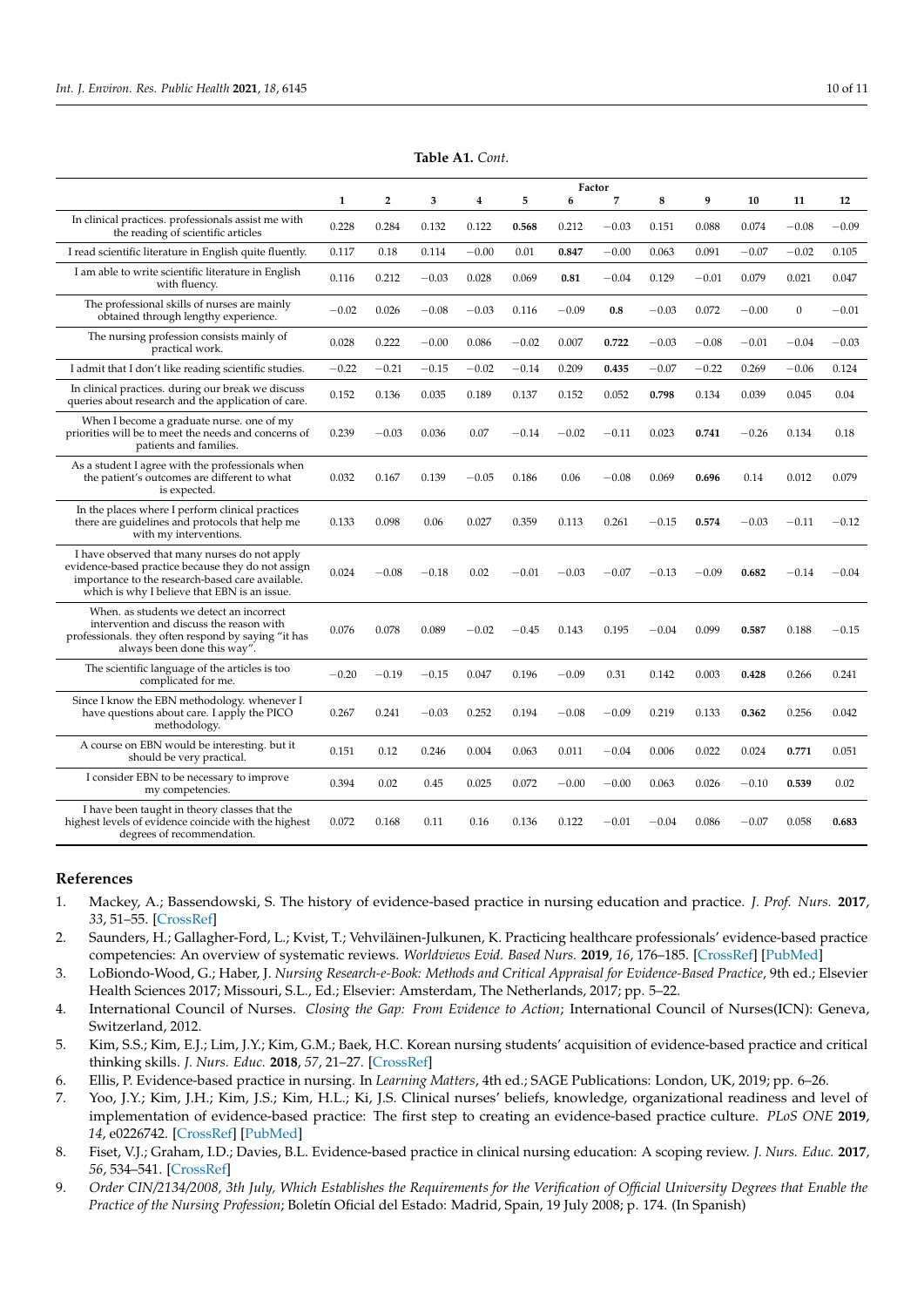**Table A1.** *Cont.*

| | Factor | | | | | | | | | | | |
|---|---|---|---|---|---|---|---|---|---|---|---|---|
| | 1 | 2 | 3 | 4 | 5 | 6 | 7 | 8 | 9 | 10 | 11 | 12 |
| In clinical practices. professionals assist me with the reading of scientific articles | 0.228 | 0.284 | 0.132 | 0.122 | **0.568** | 0.212 | −0.03 | 0.151 | 0.088 | 0.074 | −0.08 | −0.09 |
| I read scientific literature in English quite fluently. | 0.117 | 0.18 | 0.114 | −0.00 | 0.01 | **0.847** | −0.00 | 0.063 | 0.091 | −0.07 | −0.02 | 0.105 |
| I am able to write scientific literature in English with fluency. | 0.116 | 0.212 | −0.03 | 0.028 | 0.069 | **0.81** | −0.04 | 0.129 | −0.01 | 0.079 | 0.021 | 0.047 |
| The professional skills of nurses are mainly obtained through lengthy experience. | −0.02 | 0.026 | −0.08 | −0.03 | 0.116 | −0.09 | **0.8** | −0.03 | 0.072 | −0.00 | 0 | −0.01 |
| The nursing profession consists mainly of practical work. | 0.028 | 0.222 | −0.00 | 0.086 | −0.02 | 0.007 | **0.722** | −0.03 | −0.08 | −0.01 | −0.04 | −0.03 |
| I admit that I don't like reading scientific studies. | −0.22 | −0.21 | −0.15 | −0.02 | −0.14 | 0.209 | **0.435** | −0.07 | −0.22 | 0.269 | −0.06 | 0.124 |
| In clinical practices. during our break we discuss queries about research and the application of care. | 0.152 | 0.136 | 0.035 | 0.189 | 0.137 | 0.152 | 0.052 | **0.798** | 0.134 | 0.039 | 0.045 | 0.04 |
| When I become a graduate nurse. one of my priorities will be to meet the needs and concerns of patients and families. | 0.239 | −0.03 | 0.036 | 0.07 | −0.14 | −0.02 | −0.11 | 0.023 | **0.741** | −0.26 | 0.134 | 0.18 |
| As a student I agree with the professionals when the patient's outcomes are different to what is expected. | 0.032 | 0.167 | 0.139 | −0.05 | 0.186 | 0.06 | −0.08 | 0.069 | **0.696** | 0.14 | 0.012 | 0.079 |
| In the places where I perform clinical practices there are guidelines and protocols that help me with my interventions. | 0.133 | 0.098 | 0.06 | 0.027 | 0.359 | 0.113 | 0.261 | −0.15 | **0.574** | −0.03 | −0.11 | −0.12 |
| I have observed that many nurses do not apply evidence-based practice because they do not assign importance to the research-based care available. which is why I believe that EBN is an issue. | 0.024 | −0.08 | −0.18 | 0.02 | −0.01 | −0.03 | −0.07 | −0.13 | −0.09 | **0.682** | −0.14 | −0.04 |
| When. as students we detect an incorrect intervention and discuss the reason with professionals. they often respond by saying "it has always been done this way". | 0.076 | 0.078 | 0.089 | −0.02 | −0.45 | 0.143 | 0.195 | −0.04 | 0.099 | **0.587** | 0.188 | −0.15 |
| The scientific language of the articles is too complicated for me. | −0.20 | −0.19 | −0.15 | 0.047 | 0.196 | −0.09 | 0.31 | 0.142 | 0.003 | **0.428** | 0.266 | 0.241 |
| Since I know the EBN methodology. whenever I have questions about care. I apply the PICO methodology. | 0.267 | 0.241 | −0.03 | 0.252 | 0.194 | −0.08 | −0.09 | 0.219 | 0.133 | **0.362** | 0.256 | 0.042 |
| A course on EBN would be interesting. but it should be very practical. | 0.151 | 0.12 | 0.246 | 0.004 | 0.063 | 0.011 | −0.04 | 0.006 | 0.022 | 0.024 | **0.771** | 0.051 |
| I consider EBN to be necessary to improve my competencies. | 0.394 | 0.02 | 0.45 | 0.025 | 0.072 | −0.00 | −0.00 | 0.063 | 0.026 | −0.10 | **0.539** | 0.02 |
| I have been taught in theory classes that the highest levels of evidence coincide with the highest degrees of recommendation. | 0.072 | 0.168 | 0.11 | 0.16 | 0.136 | 0.122 | −0.01 | −0.04 | 0.086 | −0.07 | 0.058 | **0.683** |

## References

1. Mackey, A.; Bassendowski, S. The history of evidence-based practice in nursing education and practice. *J. Prof. Nurs.* **2017**, *33*, 51–55. [CrossRef]
2. Saunders, H.; Gallagher-Ford, L.; Kvist, T.; Vehviläinen-Julkunen, K. Practicing healthcare professionals' evidence-based practice competencies: An overview of systematic reviews. *Worldviews Evid. Based Nurs.* **2019**, *16*, 176–185. [CrossRef] [PubMed]
3. LoBiondo-Wood, G.; Haber, J. *Nursing Research-e-Book: Methods and Critical Appraisal for Evidence-Based Practice*, 9th ed.; Elsevier Health Sciences 2017; Missouri, S.L., Ed.; Elsevier: Amsterdam, The Netherlands, 2017; pp. 5–22.
4. International Council of Nurses. *Closing the Gap: From Evidence to Action*; International Council of Nurses(ICN): Geneva, Switzerland, 2012.
5. Kim, S.S.; Kim, E.J.; Lim, J.Y.; Kim, G.M.; Baek, H.C. Korean nursing students' acquisition of evidence-based practice and critical thinking skills. *J. Nurs. Educ.* **2018**, *57*, 21–27. [CrossRef]
6. Ellis, P. Evidence-based practice in nursing. In *Learning Matters*, 4th ed.; SAGE Publications: London, UK, 2019; pp. 6–26.
7. Yoo, J.Y.; Kim, J.H.; Kim, J.S.; Kim, H.L.; Ki, J.S. Clinical nurses' beliefs, knowledge, organizational readiness and level of implementation of evidence-based practice: The first step to creating an evidence-based practice culture. *PLoS ONE* **2019**, *14*, e0226742. [CrossRef] [PubMed]
8. Fiset, V.J.; Graham, I.D.; Davies, B.L. Evidence-based practice in clinical nursing education: A scoping review. *J. Nurs. Educ.* **2017**, *56*, 534–541. [CrossRef]
9. *Order CIN/2134/2008, 3th July, Which Establishes the Requirements for the Verification of Official University Degrees that Enable the Practice of the Nursing Profession*; Boletín Oficial del Estado: Madrid, Spain, 19 July 2008; p. 174. (In Spanish)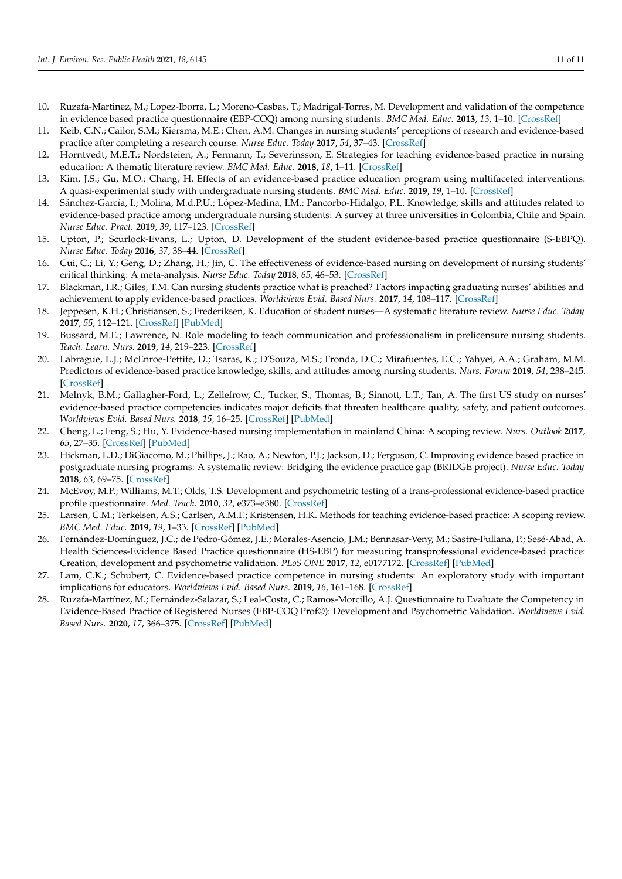10. Ruzafa-Martinez, M.; Lopez-Iborra, L.; Moreno-Casbas, T.; Madrigal-Torres, M. Development and validation of the competence in evidence based practice questionnaire (EBP-COQ) among nursing students. *BMC Med. Educ.* **2013**, *13*, 1–10. [CrossRef]
11. Keib, C.N.; Cailor, S.M.; Kiersma, M.E.; Chen, A.M. Changes in nursing students' perceptions of research and evidence-based practice after completing a research course. *Nurse Educ. Today* **2017**, *54*, 37–43. [CrossRef]
12. Horntvedt, M.E.T.; Nordsteien, A.; Fermann, T.; Severinsson, E. Strategies for teaching evidence-based practice in nursing education: A thematic literature review. *BMC Med. Educ.* **2018**, *18*, 1–11. [CrossRef]
13. Kim, J.S.; Gu, M.O.; Chang, H. Effects of an evidence-based practice education program using multifaceted interventions: A quasi-experimental study with undergraduate nursing students. *BMC Med. Educ.* **2019**, *19*, 1–10. [CrossRef]
14. Sánchez-García, I.; Molina, M.d.P.U.; López-Medina, I.M.; Pancorbo-Hidalgo, P.L. Knowledge, skills and attitudes related to evidence-based practice among undergraduate nursing students: A survey at three universities in Colombia, Chile and Spain. *Nurse Educ. Pract.* **2019**, *39*, 117–123. [CrossRef]
15. Upton, P.; Scurlock-Evans, L.; Upton, D. Development of the student evidence-based practice questionnaire (S-EBPQ). *Nurse Educ. Today* **2016**, *37*, 38–44. [CrossRef]
16. Cui, C.; Li, Y.; Geng, D.; Zhang, H.; Jin, C. The effectiveness of evidence-based nursing on development of nursing students' critical thinking: A meta-analysis. *Nurse Educ. Today* **2018**, *65*, 46–53. [CrossRef]
17. Blackman, I.R.; Giles, T.M. Can nursing students practice what is preached? Factors impacting graduating nurses' abilities and achievement to apply evidence-based practices. *Worldviews Evid. Based Nurs.* **2017**, *14*, 108–117. [CrossRef]
18. Jeppesen, K.H.; Christiansen, S.; Frederiksen, K. Education of student nurses—A systematic literature review. *Nurse Educ. Today* **2017**, *55*, 112–121. [CrossRef] [PubMed]
19. Bussard, M.E.; Lawrence, N. Role modeling to teach communication and professionalism in prelicensure nursing students. *Teach. Learn. Nurs.* **2019**, *14*, 219–223. [CrossRef]
20. Labrague, L.J.; McEnroe-Pettite, D.; Tsaras, K.; D'Souza, M.S.; Fronda, D.C.; Mirafuentes, E.C.; Yahyei, A.A.; Graham, M.M. Predictors of evidence-based practice knowledge, skills, and attitudes among nursing students. *Nurs. Forum* **2019**, *54*, 238–245. [CrossRef]
21. Melnyk, B.M.; Gallagher-Ford, L.; Zellefrow, C.; Tucker, S.; Thomas, B.; Sinnott, L.T.; Tan, A. The first US study on nurses' evidence-based practice competencies indicates major deficits that threaten healthcare quality, safety, and patient outcomes. *Worldviews Evid. Based Nurs.* **2018**, *15*, 16–25. [CrossRef] [PubMed]
22. Cheng, L.; Feng, S.; Hu, Y. Evidence-based nursing implementation in mainland China: A scoping review. *Nurs. Outlook* **2017**, *65*, 27–35. [CrossRef] [PubMed]
23. Hickman, L.D.; DiGiacomo, M.; Phillips, J.; Rao, A.; Newton, P.J.; Jackson, D.; Ferguson, C. Improving evidence based practice in postgraduate nursing programs: A systematic review: Bridging the evidence practice gap (BRIDGE project). *Nurse Educ. Today* **2018**, *63*, 69–75. [CrossRef]
24. McEvoy, M.P.; Williams, M.T.; Olds, T.S. Development and psychometric testing of a trans-professional evidence-based practice profile questionnaire. *Med. Teach.* **2010**, *32*, e373–e380. [CrossRef]
25. Larsen, C.M.; Terkelsen, A.S.; Carlsen, A.M.F.; Kristensen, H.K. Methods for teaching evidence-based practice: A scoping review. *BMC Med. Educ.* **2019**, *19*, 1–33. [CrossRef] [PubMed]
26. Fernández-Domínguez, J.C.; de Pedro-Gómez, J.E.; Morales-Asencio, J.M.; Bennasar-Veny, M.; Sastre-Fullana, P.; Sesé-Abad, A. Health Sciences-Evidence Based Practice questionnaire (HS-EBP) for measuring transprofessional evidence-based practice: Creation, development and psychometric validation. *PLoS ONE* **2017**, *12*, e0177172. [CrossRef] [PubMed]
27. Lam, C.K.; Schubert, C. Evidence-based practice competence in nursing students: An exploratory study with important implications for educators. *Worldviews Evid. Based Nurs.* **2019**, *16*, 161–168. [CrossRef]
28. Ruzafa-Martínez, M.; Fernández-Salazar, S.; Leal-Costa, C.; Ramos-Morcillo, A.J. Questionnaire to Evaluate the Competency in Evidence-Based Practice of Registered Nurses (EBP-COQ Prof©): Development and Psychometric Validation. *Worldviews Evid. Based Nurs.* **2020**, *17*, 366–375. [CrossRef] [PubMed]